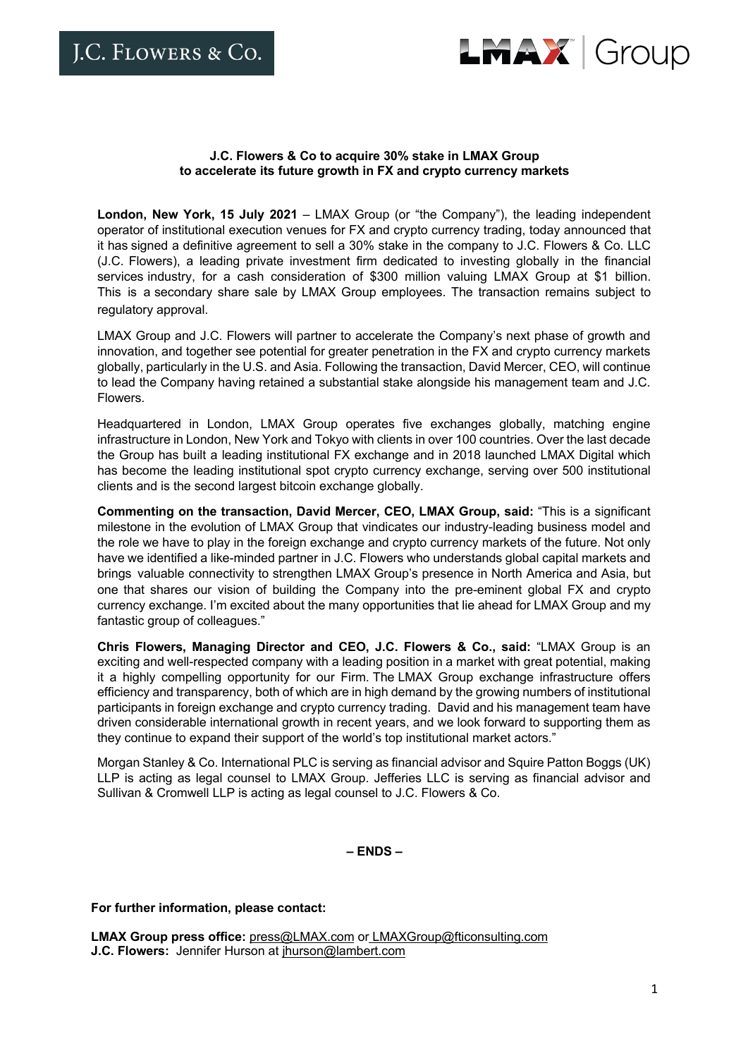J.C. FLOWERS & CO.

LMAX Group

**J.C. Flowers & Co to acquire 30% stake in LMAX Group**
**to accelerate its future growth in FX and crypto currency markets**

**London, New York, 15 July 2021** – LMAX Group (or "the Company"), the leading independent operator of institutional execution venues for FX and crypto currency trading, today announced that it has signed a definitive agreement to sell a 30% stake in the company to J.C. Flowers & Co. LLC (J.C. Flowers), a leading private investment firm dedicated to investing globally in the financial services industry, for a cash consideration of $300 million valuing LMAX Group at $1 billion. This is a secondary share sale by LMAX Group employees. The transaction remains subject to regulatory approval.

LMAX Group and J.C. Flowers will partner to accelerate the Company's next phase of growth and innovation, and together see potential for greater penetration in the FX and crypto currency markets globally, particularly in the U.S. and Asia. Following the transaction, David Mercer, CEO, will continue to lead the Company having retained a substantial stake alongside his management team and J.C. Flowers.

Headquartered in London, LMAX Group operates five exchanges globally, matching engine infrastructure in London, New York and Tokyo with clients in over 100 countries. Over the last decade the Group has built a leading institutional FX exchange and in 2018 launched LMAX Digital which has become the leading institutional spot crypto currency exchange, serving over 500 institutional clients and is the second largest bitcoin exchange globally.

**Commenting on the transaction, David Mercer, CEO, LMAX Group, said:** "This is a significant milestone in the evolution of LMAX Group that vindicates our industry-leading business model and the role we have to play in the foreign exchange and crypto currency markets of the future. Not only have we identified a like-minded partner in J.C. Flowers who understands global capital markets and brings valuable connectivity to strengthen LMAX Group's presence in North America and Asia, but one that shares our vision of building the Company into the pre-eminent global FX and crypto currency exchange. I'm excited about the many opportunities that lie ahead for LMAX Group and my fantastic group of colleagues."

**Chris Flowers, Managing Director and CEO, J.C. Flowers & Co., said:** "LMAX Group is an exciting and well-respected company with a leading position in a market with great potential, making it a highly compelling opportunity for our Firm. The LMAX Group exchange infrastructure offers efficiency and transparency, both of which are in high demand by the growing numbers of institutional participants in foreign exchange and crypto currency trading. David and his management team have driven considerable international growth in recent years, and we look forward to supporting them as they continue to expand their support of the world's top institutional market actors."

Morgan Stanley & Co. International PLC is serving as financial advisor and Squire Patton Boggs (UK) LLP is acting as legal counsel to LMAX Group. Jefferies LLC is serving as financial advisor and Sullivan & Cromwell LLP is acting as legal counsel to J.C. Flowers & Co.

**– ENDS –**

**For further information, please contact:**

**LMAX Group press office:** press@LMAX.com or LMAXGroup@fticonsulting.com
**J.C. Flowers:** Jennifer Hurson at jhurson@lambert.com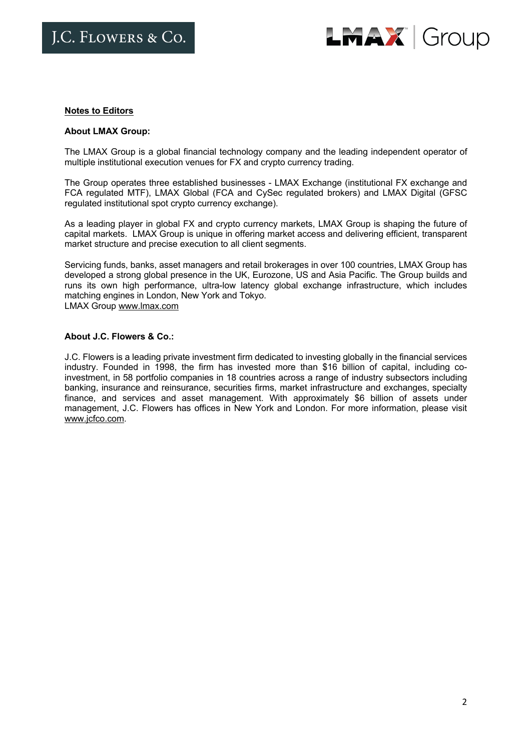**Notes to Editors**

**About LMAX Group:**

The LMAX Group is a global financial technology company and the leading independent operator of multiple institutional execution venues for FX and crypto currency trading.

The Group operates three established businesses - LMAX Exchange (institutional FX exchange and FCA regulated MTF), LMAX Global (FCA and CySec regulated brokers) and LMAX Digital (GFSC regulated institutional spot crypto currency exchange).

As a leading player in global FX and crypto currency markets, LMAX Group is shaping the future of capital markets. LMAX Group is unique in offering market access and delivering efficient, transparent market structure and precise execution to all client segments.

Servicing funds, banks, asset managers and retail brokerages in over 100 countries, LMAX Group has developed a strong global presence in the UK, Eurozone, US and Asia Pacific. The Group builds and runs its own high performance, ultra-low latency global exchange infrastructure, which includes matching engines in London, New York and Tokyo.
LMAX Group www.lmax.com

**About J.C. Flowers & Co.:**

J.C. Flowers is a leading private investment firm dedicated to investing globally in the financial services industry. Founded in 1998, the firm has invested more than $16 billion of capital, including co-investment, in 58 portfolio companies in 18 countries across a range of industry subsectors including banking, insurance and reinsurance, securities firms, market infrastructure and exchanges, specialty finance, and services and asset management. With approximately $6 billion of assets under management, J.C. Flowers has offices in New York and London. For more information, please visit www.jcfco.com.